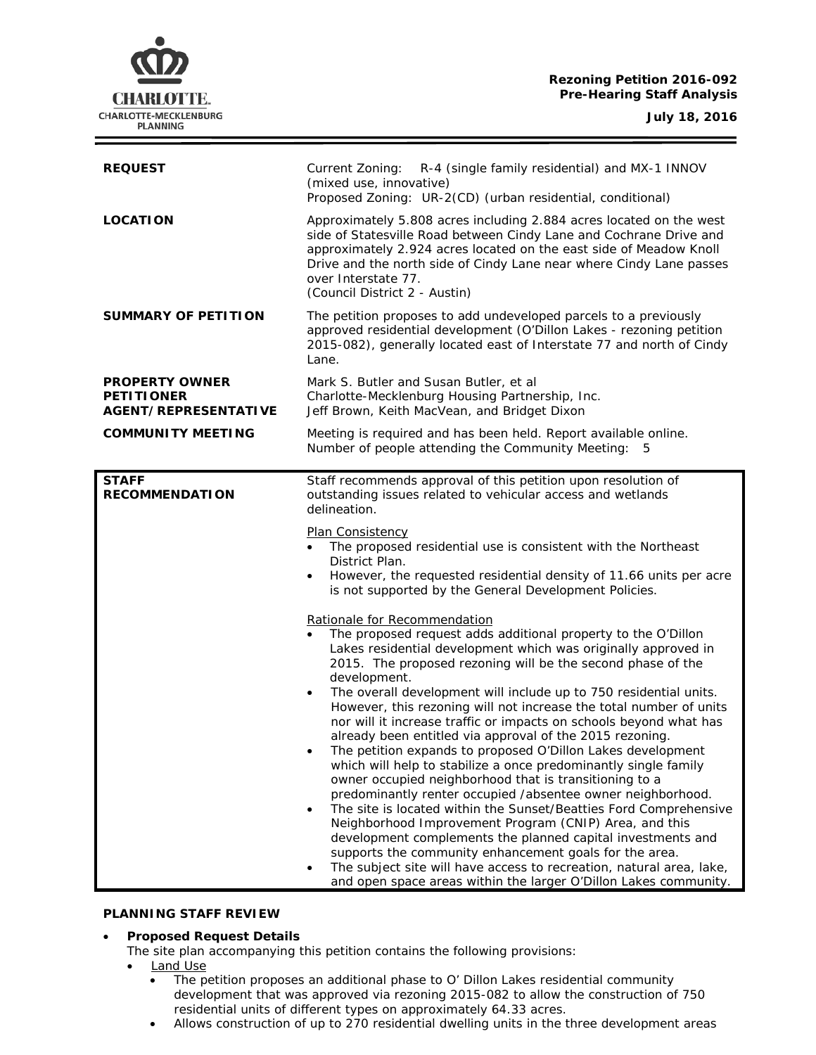**Rezoning Petition 2016-092**
**Pre-Hearing Staff Analysis**
**July 18, 2016**

| | |
|---|---|
| **REQUEST** | Current Zoning: R-4 (single family residential) and MX-1 INNOV (mixed use, innovative)<br>Proposed Zoning: UR-2(CD) (urban residential, conditional) |
| **LOCATION** | Approximately 5.808 acres including 2.884 acres located on the west side of Statesville Road between Cindy Lane and Cochrane Drive and approximately 2.924 acres located on the east side of Meadow Knoll Drive and the north side of Cindy Lane near where Cindy Lane passes over Interstate 77.<br>(Council District 2 - Austin) |
| **SUMMARY OF PETITION** | The petition proposes to add undeveloped parcels to a previously approved residential development (O'Dillon Lakes - rezoning petition 2015-082), generally located east of Interstate 77 and north of Cindy Lane. |
| **PROPERTY OWNER**<br>**PETITIONER**<br>**AGENT/REPRESENTATIVE** | Mark S. Butler and Susan Butler, et al<br>Charlotte-Mecklenburg Housing Partnership, Inc.<br>Jeff Brown, Keith MacVean, and Bridget Dixon |
| **COMMUNITY MEETING** | Meeting is required and has been held. Report available online.<br>Number of people attending the Community Meeting: 5 |

| | |
|---|---|
| **STAFF RECOMMENDATION** | Staff recommends approval of this petition upon resolution of outstanding issues related to vehicular access and wetlands delineation.<br><br>Plan Consistency<br>• The proposed residential use is consistent with the Northeast District Plan.<br>• However, the requested residential density of 11.66 units per acre is not supported by the General Development Policies.<br><br>Rationale for Recommendation<br>• The proposed request adds additional property to the O'Dillon Lakes residential development which was originally approved in 2015. The proposed rezoning will be the second phase of the development.<br>• The overall development will include up to 750 residential units. However, this rezoning will not increase the total number of units nor will it increase traffic or impacts on schools beyond what has already been entitled via approval of the 2015 rezoning.<br>• The petition expands to proposed O'Dillon Lakes development which will help to stabilize a once predominantly single family owner occupied neighborhood that is transitioning to a predominantly renter occupied /absentee owner neighborhood.<br>• The site is located within the Sunset/Beatties Ford Comprehensive Neighborhood Improvement Program (CNIP) Area, and this development complements the planned capital investments and supports the community enhancement goals for the area.<br>• The subject site will have access to recreation, natural area, lake, and open space areas within the larger O'Dillon Lakes community. |

**PLANNING STAFF REVIEW**

- **Proposed Request Details**
  The site plan accompanying this petition contains the following provisions:
  - Land Use
    - The petition proposes an additional phase to O' Dillon Lakes residential community development that was approved via rezoning 2015-082 to allow the construction of 750 residential units of different types on approximately 64.33 acres.
    - Allows construction of up to 270 residential dwelling units in the three development areas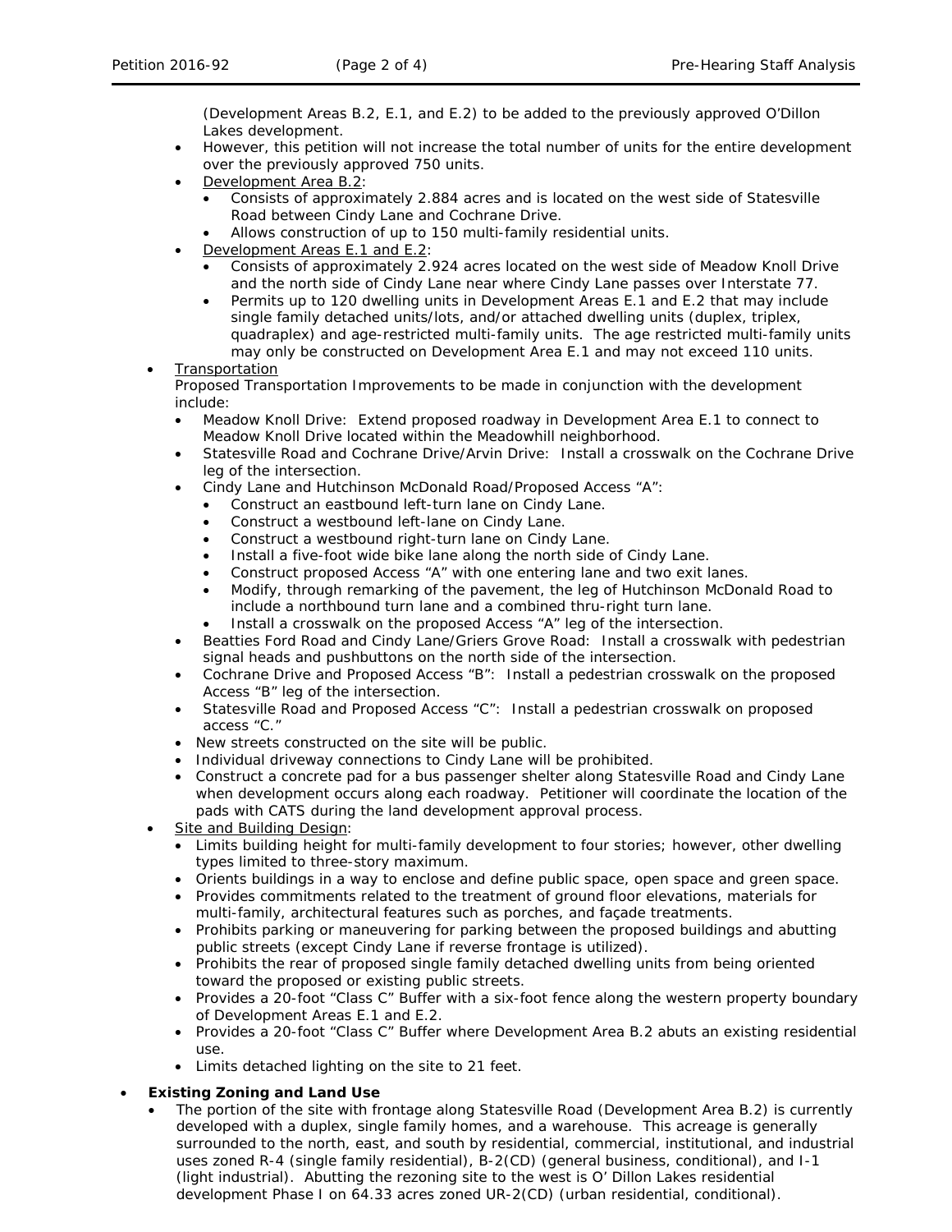(Development Areas B.2, E.1, and E.2) to be added to the previously approved O'Dillon Lakes development.

- However, this petition will not increase the total number of units for the entire development over the previously approved 750 units.
- Development Area B.2:
  - Consists of approximately 2.884 acres and is located on the west side of Statesville Road between Cindy Lane and Cochrane Drive.
  - Allows construction of up to 150 multi-family residential units.
- Development Areas E.1 and E.2:
  - Consists of approximately 2.924 acres located on the west side of Meadow Knoll Drive and the north side of Cindy Lane near where Cindy Lane passes over Interstate 77.
  - Permits up to 120 dwelling units in Development Areas E.1 and E.2 that may include single family detached units/lots, and/or attached dwelling units (duplex, triplex, quadraplex) and age-restricted multi-family units. The age restricted multi-family units may only be constructed on Development Area E.1 and may not exceed 110 units.

- Transportation
  Proposed Transportation Improvements to be made in conjunction with the development include:
  - Meadow Knoll Drive: Extend proposed roadway in Development Area E.1 to connect to Meadow Knoll Drive located within the Meadowhill neighborhood.
  - Statesville Road and Cochrane Drive/Arvin Drive: Install a crosswalk on the Cochrane Drive leg of the intersection.
  - Cindy Lane and Hutchinson McDonald Road/Proposed Access "A":
    - Construct an eastbound left-turn lane on Cindy Lane.
    - Construct a westbound left-lane on Cindy Lane.
    - Construct a westbound right-turn lane on Cindy Lane.
    - Install a five-foot wide bike lane along the north side of Cindy Lane.
    - Construct proposed Access "A" with one entering lane and two exit lanes.
    - Modify, through remarking of the pavement, the leg of Hutchinson McDonald Road to include a northbound turn lane and a combined thru-right turn lane.
    - Install a crosswalk on the proposed Access "A" leg of the intersection.
  - Beatties Ford Road and Cindy Lane/Griers Grove Road: Install a crosswalk with pedestrian signal heads and pushbuttons on the north side of the intersection.
  - Cochrane Drive and Proposed Access "B": Install a pedestrian crosswalk on the proposed Access "B" leg of the intersection.
  - Statesville Road and Proposed Access "C": Install a pedestrian crosswalk on proposed access "C."
  - New streets constructed on the site will be public.
  - Individual driveway connections to Cindy Lane will be prohibited.
  - Construct a concrete pad for a bus passenger shelter along Statesville Road and Cindy Lane when development occurs along each roadway. Petitioner will coordinate the location of the pads with CATS during the land development approval process.
- Site and Building Design:
  - Limits building height for multi-family development to four stories; however, other dwelling types limited to three-story maximum.
  - Orients buildings in a way to enclose and define public space, open space and green space.
  - Provides commitments related to the treatment of ground floor elevations, materials for multi-family, architectural features such as porches, and façade treatments.
  - Prohibits parking or maneuvering for parking between the proposed buildings and abutting public streets (except Cindy Lane if reverse frontage is utilized).
  - Prohibits the rear of proposed single family detached dwelling units from being oriented toward the proposed or existing public streets.
  - Provides a 20-foot "Class C" Buffer with a six-foot fence along the western property boundary of Development Areas E.1 and E.2.
  - Provides a 20-foot "Class C" Buffer where Development Area B.2 abuts an existing residential use.
  - Limits detached lighting on the site to 21 feet.

- **Existing Zoning and Land Use**
  - The portion of the site with frontage along Statesville Road (Development Area B.2) is currently developed with a duplex, single family homes, and a warehouse. This acreage is generally surrounded to the north, east, and south by residential, commercial, institutional, and industrial uses zoned R-4 (single family residential), B-2(CD) (general business, conditional), and I-1 (light industrial). Abutting the rezoning site to the west is O' Dillon Lakes residential development Phase I on 64.33 acres zoned UR-2(CD) (urban residential, conditional).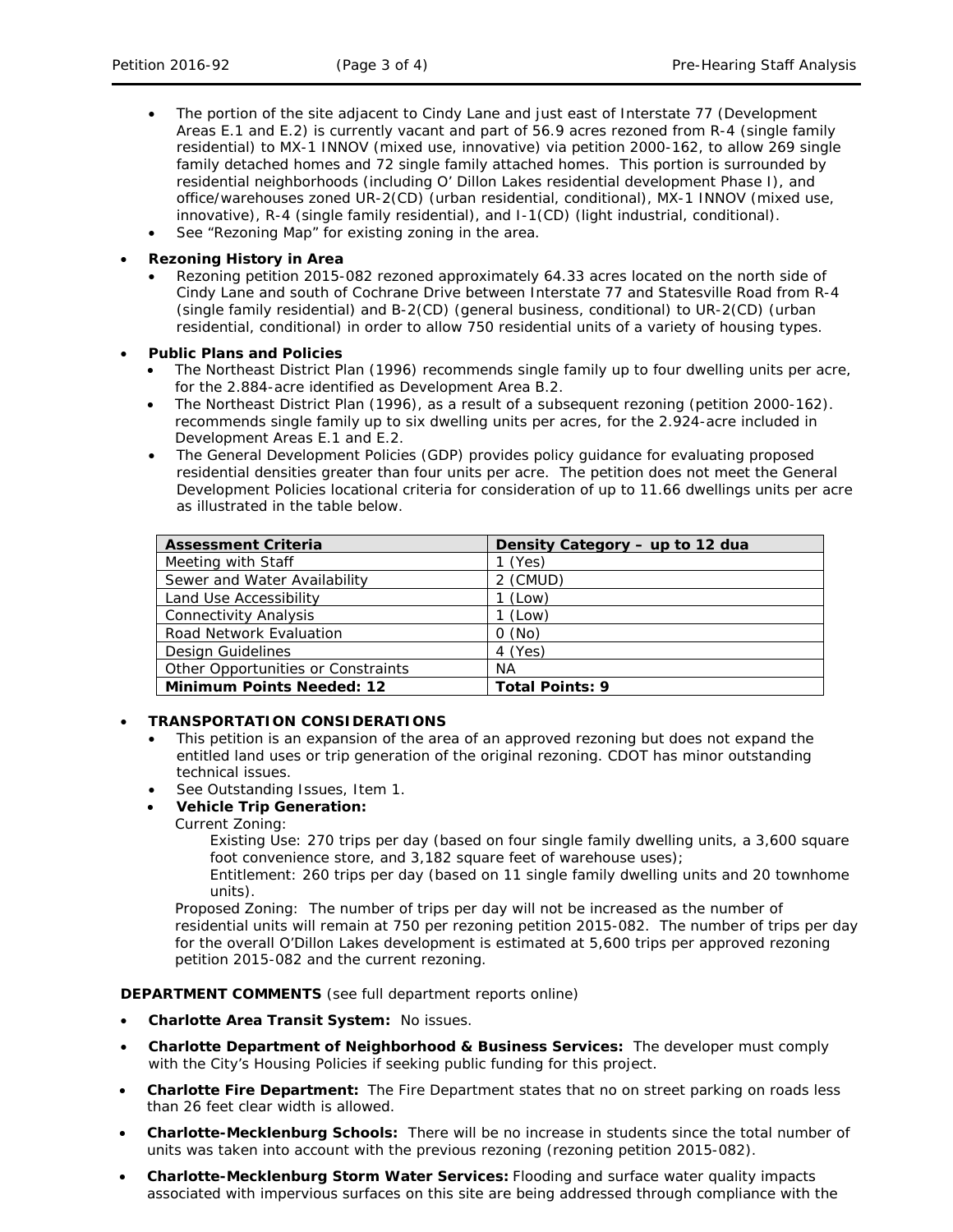- The portion of the site adjacent to Cindy Lane and just east of Interstate 77 (Development Areas E.1 and E.2) is currently vacant and part of 56.9 acres rezoned from R-4 (single family residential) to MX-1 INNOV (mixed use, innovative) via petition 2000-162, to allow 269 single family detached homes and 72 single family attached homes. This portion is surrounded by residential neighborhoods (including O' Dillon Lakes residential development Phase I), and office/warehouses zoned UR-2(CD) (urban residential, conditional), MX-1 INNOV (mixed use, innovative), R-4 (single family residential), and I-1(CD) (light industrial, conditional).
- See "Rezoning Map" for existing zoning in the area.

- **Rezoning History in Area**
  - Rezoning petition 2015-082 rezoned approximately 64.33 acres located on the north side of Cindy Lane and south of Cochrane Drive between Interstate 77 and Statesville Road from R-4 (single family residential) and B-2(CD) (general business, conditional) to UR-2(CD) (urban residential, conditional) in order to allow 750 residential units of a variety of housing types.

- **Public Plans and Policies**
  - The Northeast District Plan (1996) recommends single family up to four dwelling units per acre, for the 2.884-acre identified as Development Area B.2.
  - The Northeast District Plan (1996), as a result of a subsequent rezoning (petition 2000-162). recommends single family up to six dwelling units per acres, for the 2.924-acre included in Development Areas E.1 and E.2.
  - The General Development Policies (GDP) provides policy guidance for evaluating proposed residential densities greater than four units per acre. The petition does not meet the General Development Policies locational criteria for consideration of up to 11.66 dwellings units per acre as illustrated in the table below.

| Assessment Criteria | Density Category – up to 12 dua |
|---|---|
| Meeting with Staff | 1 (Yes) |
| Sewer and Water Availability | 2 (CMUD) |
| Land Use Accessibility | 1 (Low) |
| Connectivity Analysis | 1 (Low) |
| Road Network Evaluation | 0 (No) |
| Design Guidelines | 4 (Yes) |
| Other Opportunities or Constraints | NA |
| **Minimum Points Needed: 12** | **Total Points: 9** |

- **TRANSPORTATION CONSIDERATIONS**
  - This petition is an expansion of the area of an approved rezoning but does not expand the entitled land uses or trip generation of the original rezoning. CDOT has minor outstanding technical issues.
  - See Outstanding Issues, Item 1.
  - **Vehicle Trip Generation:**

    Current Zoning:

    Existing Use: 270 trips per day (based on four single family dwelling units, a 3,600 square foot convenience store, and 3,182 square feet of warehouse uses);

    Entitlement: 260 trips per day (based on 11 single family dwelling units and 20 townhome units).

    Proposed Zoning: The number of trips per day will not be increased as the number of residential units will remain at 750 per rezoning petition 2015-082. The number of trips per day for the overall O'Dillon Lakes development is estimated at 5,600 trips per approved rezoning petition 2015-082 and the current rezoning.

**DEPARTMENT COMMENTS** (see full department reports online)

- **Charlotte Area Transit System:** No issues.
- **Charlotte Department of Neighborhood & Business Services:** The developer must comply with the City's Housing Policies if seeking public funding for this project.
- **Charlotte Fire Department:** The Fire Department states that no on street parking on roads less than 26 feet clear width is allowed.
- **Charlotte-Mecklenburg Schools:** There will be no increase in students since the total number of units was taken into account with the previous rezoning (rezoning petition 2015-082).
- **Charlotte-Mecklenburg Storm Water Services:** Flooding and surface water quality impacts associated with impervious surfaces on this site are being addressed through compliance with the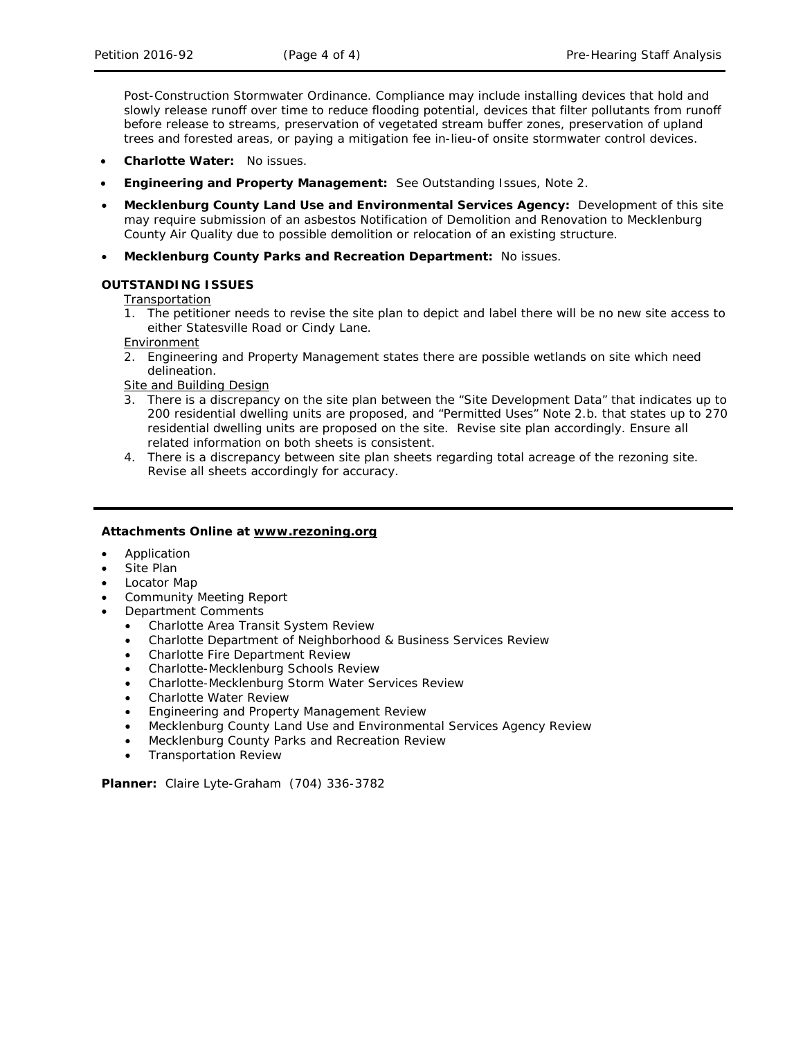Post-Construction Stormwater Ordinance. Compliance may include installing devices that hold and slowly release runoff over time to reduce flooding potential, devices that filter pollutants from runoff before release to streams, preservation of vegetated stream buffer zones, preservation of upland trees and forested areas, or paying a mitigation fee in-lieu-of onsite stormwater control devices.

- **Charlotte Water:** No issues.
- **Engineering and Property Management:** See Outstanding Issues, Note 2.
- **Mecklenburg County Land Use and Environmental Services Agency:** Development of this site may require submission of an asbestos Notification of Demolition and Renovation to Mecklenburg County Air Quality due to possible demolition or relocation of an existing structure.
- **Mecklenburg County Parks and Recreation Department:** No issues.

**OUTSTANDING ISSUES**

Transportation

1. The petitioner needs to revise the site plan to depict and label there will be no new site access to either Statesville Road or Cindy Lane.

Environment

2. Engineering and Property Management states there are possible wetlands on site which need delineation.

Site and Building Design

3. There is a discrepancy on the site plan between the "Site Development Data" that indicates up to 200 residential dwelling units are proposed, and "Permitted Uses" Note 2.b. that states up to 270 residential dwelling units are proposed on the site. Revise site plan accordingly. Ensure all related information on both sheets is consistent.
4. There is a discrepancy between site plan sheets regarding total acreage of the rezoning site. Revise all sheets accordingly for accuracy.

---

**Attachments Online at www.rezoning.org**

- Application
- Site Plan
- Locator Map
- Community Meeting Report
- Department Comments
  - Charlotte Area Transit System Review
  - Charlotte Department of Neighborhood & Business Services Review
  - Charlotte Fire Department Review
  - Charlotte-Mecklenburg Schools Review
  - Charlotte-Mecklenburg Storm Water Services Review
  - Charlotte Water Review
  - Engineering and Property Management Review
  - Mecklenburg County Land Use and Environmental Services Agency Review
  - Mecklenburg County Parks and Recreation Review
  - Transportation Review

**Planner:** Claire Lyte-Graham (704) 336-3782